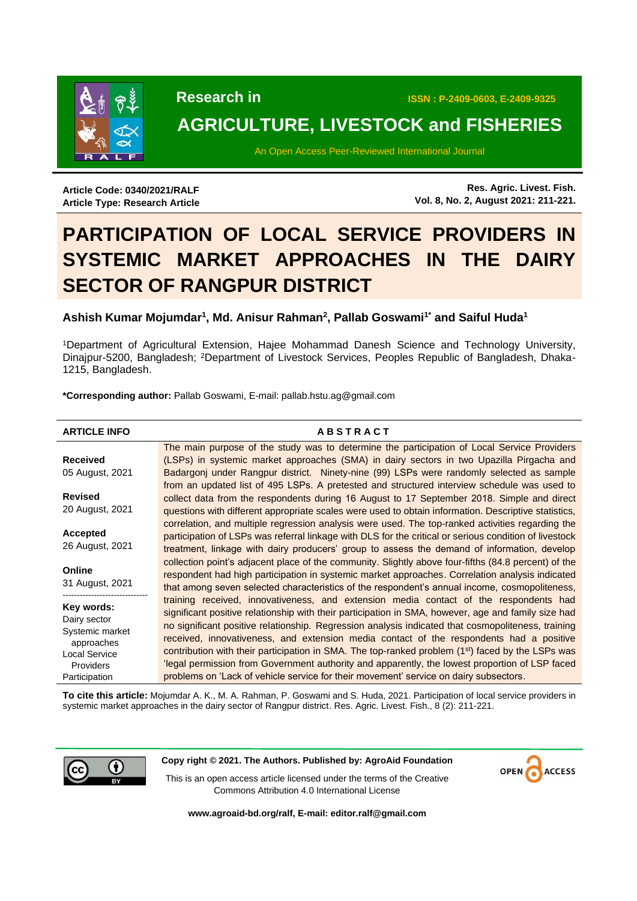**Research in**

**AGRICULTURE, LIVESTOCK and FISHERIES**

ISSN : P-2409-0603, E-2409-9325

An Open Access Peer-Reviewed International Journal

**Article Code: 0340/2021/RALF**
**Article Type: Research Article**

**Res. Agric. Livest. Fish.**
**Vol. 8, No. 2, August 2021: 211-221.**

# PARTICIPATION OF LOCAL SERVICE PROVIDERS IN SYSTEMIC MARKET APPROACHES IN THE DAIRY SECTOR OF RANGPUR DISTRICT

**Ashish Kumar Mojumdar[1], Md. Anisur Rahman[2], Pallab Goswami[1*] and Saiful Huda[1]**

[1]Department of Agricultural Extension, Hajee Mohammad Danesh Science and Technology University, Dinajpur-5200, Bangladesh; [2]Department of Livestock Services, Peoples Republic of Bangladesh, Dhaka-1215, Bangladesh.

**\*Corresponding author:** Pallab Goswami, E-mail: pallab.hstu.ag@gmail.com

**ARTICLE INFO**

**Received**
05 August, 2021

**Revised**
20 August, 2021

**Accepted**
26 August, 2021

**Online**
31 August, 2021

**Key words:**
Dairy sector
Systemic market approaches
Local Service Providers
Participation

## ABSTRACT

The main purpose of the study was to determine the participation of Local Service Providers (LSPs) in systemic market approaches (SMA) in dairy sectors in two Upazilla Pirgacha and Badargonj under Rangpur district. Ninety-nine (99) LSPs were randomly selected as sample from an updated list of 495 LSPs. A pretested and structured interview schedule was used to collect data from the respondents during 16 August to 17 September 2018. Simple and direct questions with different appropriate scales were used to obtain information. Descriptive statistics, correlation, and multiple regression analysis were used. The top-ranked activities regarding the participation of LSPs was referral linkage with DLS for the critical or serious condition of livestock treatment, linkage with dairy producers' group to assess the demand of information, develop collection point's adjacent place of the community. Slightly above four-fifths (84.8 percent) of the respondent had high participation in systemic market approaches. Correlation analysis indicated that among seven selected characteristics of the respondent's annual income, cosmopoliteness, training received, innovativeness, and extension media contact of the respondents had significant positive relationship with their participation in SMA, however, age and family size had no significant positive relationship. Regression analysis indicated that cosmopoliteness, training received, innovativeness, and extension media contact of the respondents had a positive contribution with their participation in SMA. The top-ranked problem (1st) faced by the LSPs was 'legal permission from Government authority and apparently, the lowest proportion of LSP faced problems on 'Lack of vehicle service for their movement' service on dairy subsectors.

**To cite this article:** Mojumdar A. K., M. A. Rahman, P. Goswami and S. Huda, 2021. Participation of local service providers in systemic market approaches in the dairy sector of Rangpur district. Res. Agric. Livest. Fish., 8 (2): 211-221.

**Copy right © 2021. The Authors. Published by: AgroAid Foundation**

This is an open access article licensed under the terms of the Creative Commons Attribution 4.0 International License

**www.agroaid-bd.org/ralf, E-mail: editor.ralf@gmail.com**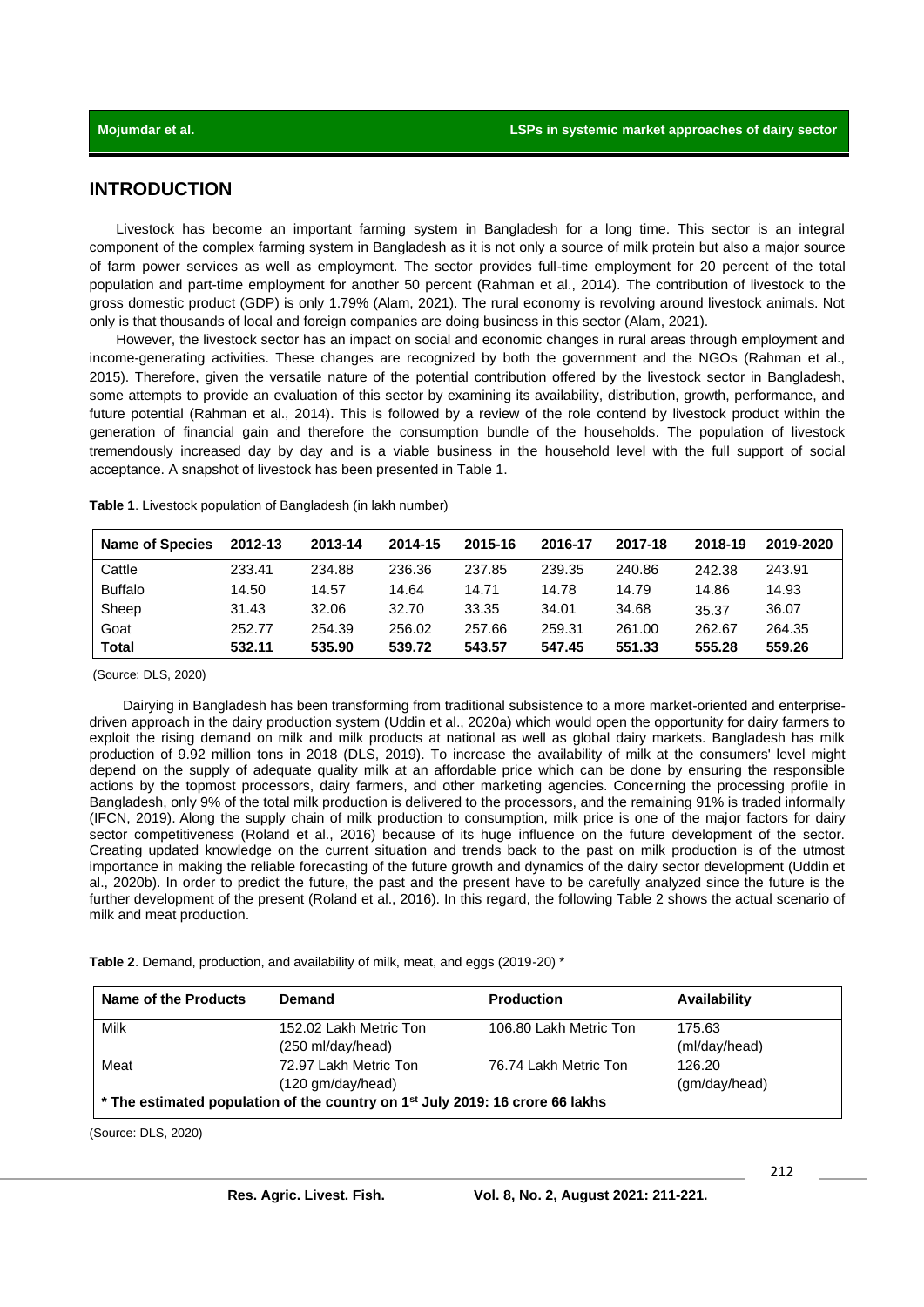## INTRODUCTION

Livestock has become an important farming system in Bangladesh for a long time. This sector is an integral component of the complex farming system in Bangladesh as it is not only a source of milk protein but also a major source of farm power services as well as employment. The sector provides full-time employment for 20 percent of the total population and part-time employment for another 50 percent (Rahman et al., 2014). The contribution of livestock to the gross domestic product (GDP) is only 1.79% (Alam, 2021). The rural economy is revolving around livestock animals. Not only is that thousands of local and foreign companies are doing business in this sector (Alam, 2021).

However, the livestock sector has an impact on social and economic changes in rural areas through employment and income-generating activities. These changes are recognized by both the government and the NGOs (Rahman et al., 2015). Therefore, given the versatile nature of the potential contribution offered by the livestock sector in Bangladesh, some attempts to provide an evaluation of this sector by examining its availability, distribution, growth, performance, and future potential (Rahman et al., 2014). This is followed by a review of the role contend by livestock product within the generation of financial gain and therefore the consumption bundle of the households. The population of livestock tremendously increased day by day and is a viable business in the household level with the full support of social acceptance. A snapshot of livestock has been presented in Table 1.

**Table 1**. Livestock population of Bangladesh (in lakh number)

| Name of Species | 2012-13 | 2013-14 | 2014-15 | 2015-16 | 2016-17 | 2017-18 | 2018-19 | 2019-2020 |
|---|---|---|---|---|---|---|---|---|
| Cattle | 233.41 | 234.88 | 236.36 | 237.85 | 239.35 | 240.86 | 242.38 | 243.91 |
| Buffalo | 14.50 | 14.57 | 14.64 | 14.71 | 14.78 | 14.79 | 14.86 | 14.93 |
| Sheep | 31.43 | 32.06 | 32.70 | 33.35 | 34.01 | 34.68 | 35.37 | 36.07 |
| Goat | 252.77 | 254.39 | 256.02 | 257.66 | 259.31 | 261.00 | 262.67 | 264.35 |
| **Total** | **532.11** | **535.90** | **539.72** | **543.57** | **547.45** | **551.33** | **555.28** | **559.26** |

(Source: DLS, 2020)

Dairying in Bangladesh has been transforming from traditional subsistence to a more market-oriented and enterprise-driven approach in the dairy production system (Uddin et al., 2020a) which would open the opportunity for dairy farmers to exploit the rising demand on milk and milk products at national as well as global dairy markets. Bangladesh has milk production of 9.92 million tons in 2018 (DLS, 2019). To increase the availability of milk at the consumers' level might depend on the supply of adequate quality milk at an affordable price which can be done by ensuring the responsible actions by the topmost processors, dairy farmers, and other marketing agencies. Concerning the processing profile in Bangladesh, only 9% of the total milk production is delivered to the processors, and the remaining 91% is traded informally (IFCN, 2019). Along the supply chain of milk production to consumption, milk price is one of the major factors for dairy sector competitiveness (Roland et al., 2016) because of its huge influence on the future development of the sector. Creating updated knowledge on the current situation and trends back to the past on milk production is of the utmost importance in making the reliable forecasting of the future growth and dynamics of the dairy sector development (Uddin et al., 2020b). In order to predict the future, the past and the present have to be carefully analyzed since the future is the further development of the present (Roland et al., 2016). In this regard, the following Table 2 shows the actual scenario of milk and meat production.

**Table 2**. Demand, production, and availability of milk, meat, and eggs (2019-20) *

| Name of the Products | Demand | Production | Availability |
|---|---|---|---|
| Milk | 152.02 Lakh Metric Ton (250 ml/day/head) | 106.80 Lakh Metric Ton | 175.63 (ml/day/head) |
| Meat | 72.97 Lakh Metric Ton (120 gm/day/head) | 76.74 Lakh Metric Ton | 126.20 (gm/day/head) |
| **\* The estimated population of the country on 1st July 2019: 16 crore 66 lakhs** | | | |

(Source: DLS, 2020)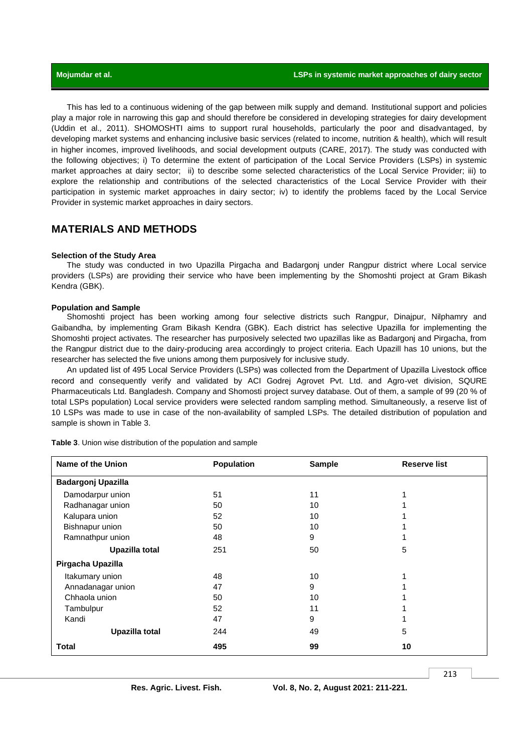This has led to a continuous widening of the gap between milk supply and demand. Institutional support and policies play a major role in narrowing this gap and should therefore be considered in developing strategies for dairy development (Uddin et al., 2011). SHOMOSHTI aims to support rural households, particularly the poor and disadvantaged, by developing market systems and enhancing inclusive basic services (related to income, nutrition & health), which will result in higher incomes, improved livelihoods, and social development outputs (CARE, 2017). The study was conducted with the following objectives; i) To determine the extent of participation of the Local Service Providers (LSPs) in systemic market approaches at dairy sector; ii) to describe some selected characteristics of the Local Service Provider; iii) to explore the relationship and contributions of the selected characteristics of the Local Service Provider with their participation in systemic market approaches in dairy sector; iv) to identify the problems faced by the Local Service Provider in systemic market approaches in dairy sectors.

## MATERIALS AND METHODS

### Selection of the Study Area

The study was conducted in two Upazilla Pirgacha and Badargonj under Rangpur district where Local service providers (LSPs) are providing their service who have been implementing by the Shomoshti project at Gram Bikash Kendra (GBK).

### Population and Sample

Shomoshti project has been working among four selective districts such Rangpur, Dinajpur, Nilphamry and Gaibandha, by implementing Gram Bikash Kendra (GBK). Each district has selective Upazilla for implementing the Shomoshti project activates. The researcher has purposively selected two upazillas like as Badargonj and Pirgacha, from the Rangpur district due to the dairy-producing area accordingly to project criteria. Each Upazill has 10 unions, but the researcher has selected the five unions among them purposively for inclusive study.

An updated list of 495 Local Service Providers (LSPs) was collected from the Department of Upazilla Livestock office record and consequently verify and validated by ACI Godrej Agrovet Pvt. Ltd. and Agro-vet division, SQURE Pharmaceuticals Ltd. Bangladesh. Company and Shomosti project survey database. Out of them, a sample of 99 (20 % of total LSPs population) Local service providers were selected random sampling method. Simultaneously, a reserve list of 10 LSPs was made to use in case of the non-availability of sampled LSPs. The detailed distribution of population and sample is shown in Table 3.

**Table 3**. Union wise distribution of the population and sample

| Name of the Union | Population | Sample | Reserve list |
|---|---|---|---|
| **Badargonj Upazilla** | | | |
| Damodarpur union | 51 | 11 | 1 |
| Radhanagar union | 50 | 10 | 1 |
| Kalupara union | 52 | 10 | 1 |
| Bishnapur union | 50 | 10 | 1 |
| Ramnathpur union | 48 | 9 | 1 |
| **Upazilla total** | 251 | 50 | 5 |
| **Pirgacha Upazilla** | | | |
| Itakumary union | 48 | 10 | 1 |
| Annadanagar union | 47 | 9 | 1 |
| Chhaola union | 50 | 10 | 1 |
| Tambulpur | 52 | 11 | 1 |
| Kandi | 47 | 9 | 1 |
| **Upazilla total** | 244 | 49 | 5 |
| **Total** | **495** | **99** | **10** |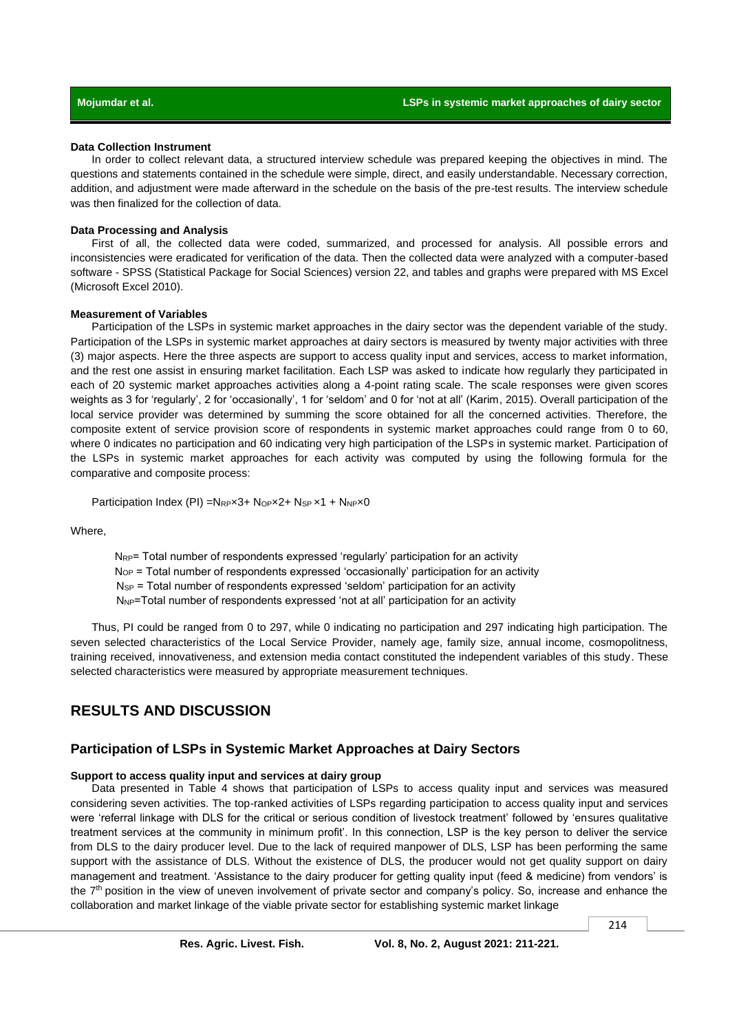#### Data Collection Instrument

In order to collect relevant data, a structured interview schedule was prepared keeping the objectives in mind. The questions and statements contained in the schedule were simple, direct, and easily understandable. Necessary correction, addition, and adjustment were made afterward in the schedule on the basis of the pre-test results. The interview schedule was then finalized for the collection of data.

#### Data Processing and Analysis

First of all, the collected data were coded, summarized, and processed for analysis. All possible errors and inconsistencies were eradicated for verification of the data. Then the collected data were analyzed with a computer-based software - SPSS (Statistical Package for Social Sciences) version 22, and tables and graphs were prepared with MS Excel (Microsoft Excel 2010).

#### Measurement of Variables

Participation of the LSPs in systemic market approaches in the dairy sector was the dependent variable of the study. Participation of the LSPs in systemic market approaches at dairy sectors is measured by twenty major activities with three (3) major aspects. Here the three aspects are support to access quality input and services, access to market information, and the rest one assist in ensuring market facilitation. Each LSP was asked to indicate how regularly they participated in each of 20 systemic market approaches activities along a 4-point rating scale. The scale responses were given scores weights as 3 for 'regularly', 2 for 'occasionally', 1 for 'seldom' and 0 for 'not at all' (Karim, 2015). Overall participation of the local service provider was determined by summing the score obtained for all the concerned activities. Therefore, the composite extent of service provision score of respondents in systemic market approaches could range from 0 to 60, where 0 indicates no participation and 60 indicating very high participation of the LSPs in systemic market. Participation of the LSPs in systemic market approaches for each activity was computed by using the following formula for the comparative and composite process:

$$\text{Participation Index (PI)} = N_{RP}\times3 + N_{OP}\times2 + N_{SP}\times1 + N_{NP}\times0$$

Where,

$N_{RP}$ = Total number of respondents expressed 'regularly' participation for an activity

$N_{OP}$ = Total number of respondents expressed 'occasionally' participation for an activity

$N_{SP}$ = Total number of respondents expressed 'seldom' participation for an activity

$N_{NP}$ = Total number of respondents expressed 'not at all' participation for an activity

Thus, PI could be ranged from 0 to 297, while 0 indicating no participation and 297 indicating high participation. The seven selected characteristics of the Local Service Provider, namely age, family size, annual income, cosmopolitness, training received, innovativeness, and extension media contact constituted the independent variables of this study. These selected characteristics were measured by appropriate measurement techniques.

## RESULTS AND DISCUSSION

### Participation of LSPs in Systemic Market Approaches at Dairy Sectors

#### Support to access quality input and services at dairy group

Data presented in Table 4 shows that participation of LSPs to access quality input and services was measured considering seven activities. The top-ranked activities of LSPs regarding participation to access quality input and services were 'referral linkage with DLS for the critical or serious condition of livestock treatment' followed by 'ensures qualitative treatment services at the community in minimum profit'. In this connection, LSP is the key person to deliver the service from DLS to the dairy producer level. Due to the lack of required manpower of DLS, LSP has been performing the same support with the assistance of DLS. Without the existence of DLS, the producer would not get quality support on dairy management and treatment. 'Assistance to the dairy producer for getting quality input (feed & medicine) from vendors' is the 7th position in the view of uneven involvement of private sector and company's policy. So, increase and enhance the collaboration and market linkage of the viable private sector for establishing systemic market linkage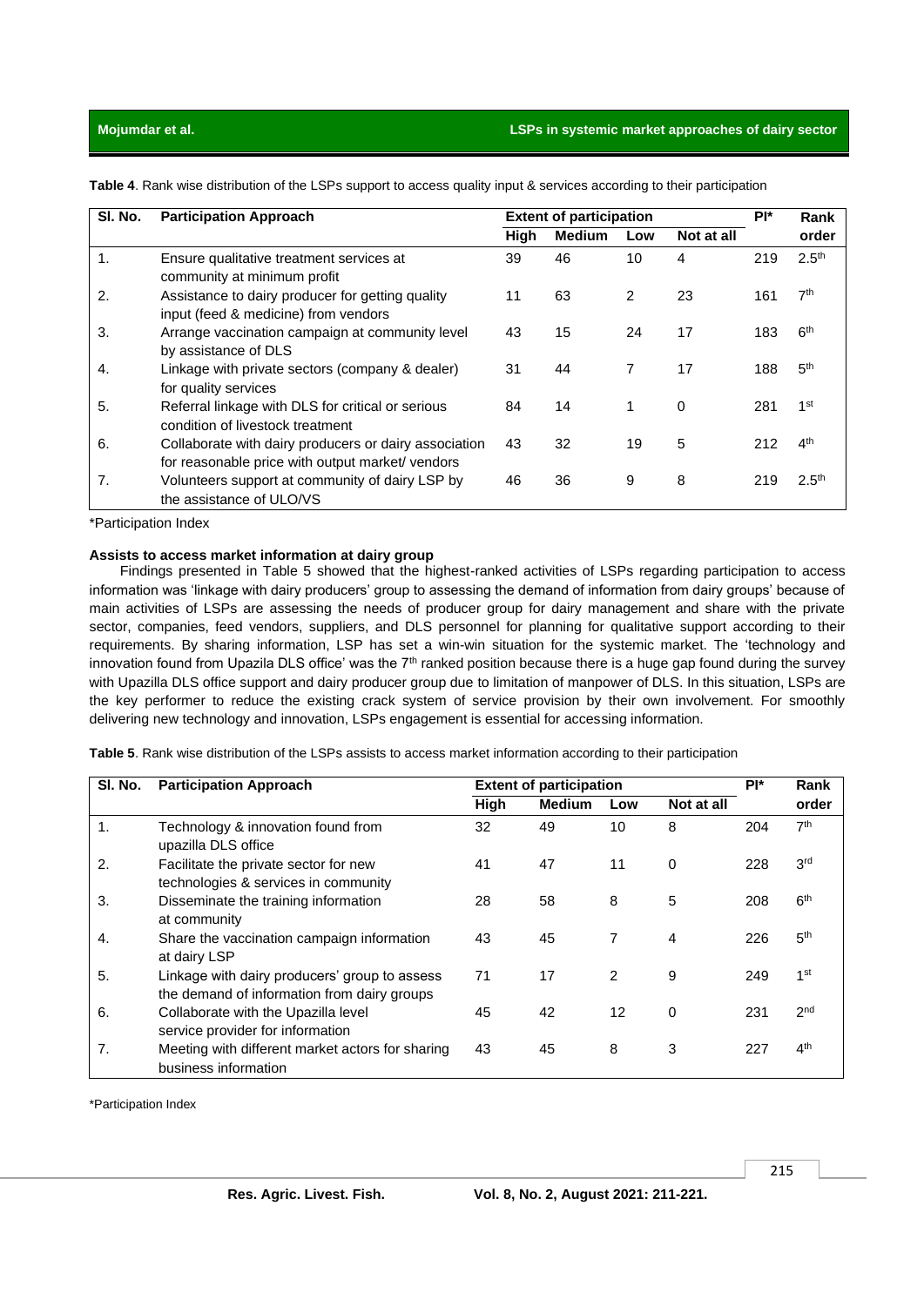**Table 4**. Rank wise distribution of the LSPs support to access quality input & services according to their participation

| Sl. No. | Participation Approach | Extent of participation | | | | PI* | Rank order |
|---|---|---|---|---|---|---|---|
| | | High | Medium | Low | Not at all | | |
| 1. | Ensure qualitative treatment services at community at minimum profit | 39 | 46 | 10 | 4 | 219 | 2.5th |
| 2. | Assistance to dairy producer for getting quality input (feed & medicine) from vendors | 11 | 63 | 2 | 23 | 161 | 7th |
| 3. | Arrange vaccination campaign at community level by assistance of DLS | 43 | 15 | 24 | 17 | 183 | 6th |
| 4. | Linkage with private sectors (company & dealer) for quality services | 31 | 44 | 7 | 17 | 188 | 5th |
| 5. | Referral linkage with DLS for critical or serious condition of livestock treatment | 84 | 14 | 1 | 0 | 281 | 1st |
| 6. | Collaborate with dairy producers or dairy association for reasonable price with output market/ vendors | 43 | 32 | 19 | 5 | 212 | 4th |
| 7. | Volunteers support at community of dairy LSP by the assistance of ULO/VS | 46 | 36 | 9 | 8 | 219 | 2.5th |

*Participation Index

**Assists to access market information at dairy group**

Findings presented in Table 5 showed that the highest-ranked activities of LSPs regarding participation to access information was 'linkage with dairy producers' group to assessing the demand of information from dairy groups' because of main activities of LSPs are assessing the needs of producer group for dairy management and share with the private sector, companies, feed vendors, suppliers, and DLS personnel for planning for qualitative support according to their requirements. By sharing information, LSP has set a win-win situation for the systemic market. The 'technology and innovation found from Upazila DLS office' was the 7th ranked position because there is a huge gap found during the survey with Upazilla DLS office support and dairy producer group due to limitation of manpower of DLS. In this situation, LSPs are the key performer to reduce the existing crack system of service provision by their own involvement. For smoothly delivering new technology and innovation, LSPs engagement is essential for accessing information.

**Table 5**. Rank wise distribution of the LSPs assists to access market information according to their participation

| Sl. No. | Participation Approach | Extent of participation | | | | PI* | Rank order |
|---|---|---|---|---|---|---|---|
| | | High | Medium | Low | Not at all | | |
| 1. | Technology & innovation found from upazilla DLS office | 32 | 49 | 10 | 8 | 204 | 7th |
| 2. | Facilitate the private sector for new technologies & services in community | 41 | 47 | 11 | 0 | 228 | 3rd |
| 3. | Disseminate the training information at community | 28 | 58 | 8 | 5 | 208 | 6th |
| 4. | Share the vaccination campaign information at dairy LSP | 43 | 45 | 7 | 4 | 226 | 5th |
| 5. | Linkage with dairy producers' group to assess the demand of information from dairy groups | 71 | 17 | 2 | 9 | 249 | 1st |
| 6. | Collaborate with the Upazilla level service provider for information | 45 | 42 | 12 | 0 | 231 | 2nd |
| 7. | Meeting with different market actors for sharing business information | 43 | 45 | 8 | 3 | 227 | 4th |

*Participation Index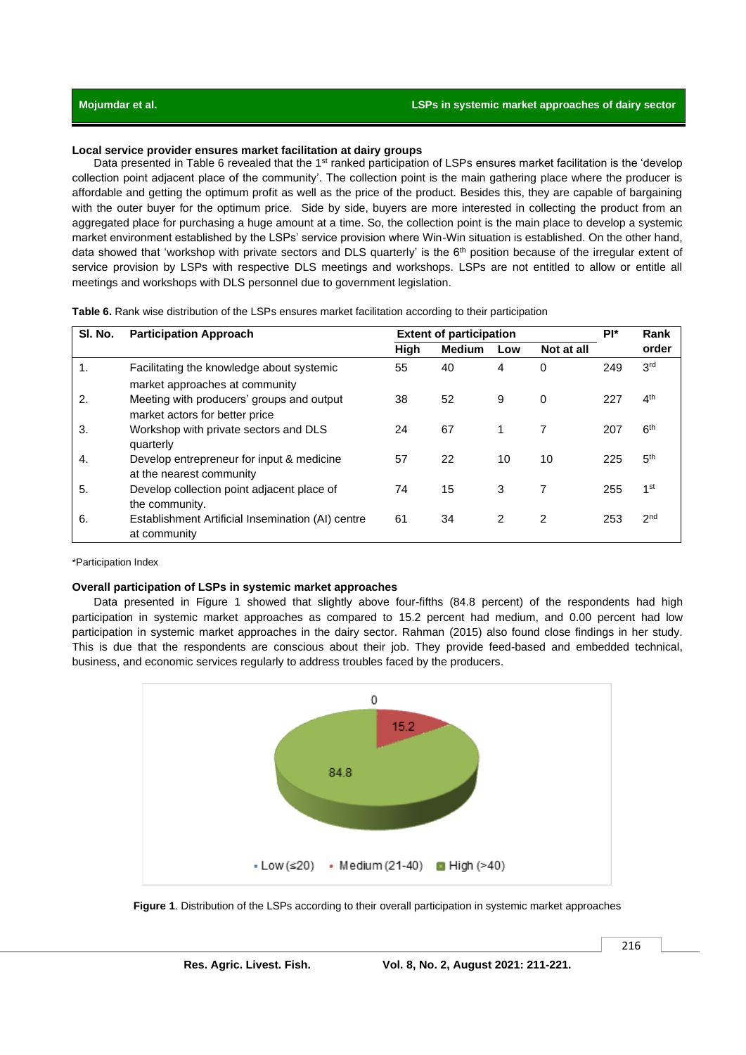### Local service provider ensures market facilitation at dairy groups

Data presented in Table 6 revealed that the 1st ranked participation of LSPs ensures market facilitation is the 'develop collection point adjacent place of the community'. The collection point is the main gathering place where the producer is affordable and getting the optimum profit as well as the price of the product. Besides this, they are capable of bargaining with the outer buyer for the optimum price. Side by side, buyers are more interested in collecting the product from an aggregated place for purchasing a huge amount at a time. So, the collection point is the main place to develop a systemic market environment established by the LSPs' service provision where Win-Win situation is established. On the other hand, data showed that 'workshop with private sectors and DLS quarterly' is the 6th position because of the irregular extent of service provision by LSPs with respective DLS meetings and workshops. LSPs are not entitled to allow or entitle all meetings and workshops with DLS personnel due to government legislation.

**Table 6.** Rank wise distribution of the LSPs ensures market facilitation according to their participation

| Sl. No. | Participation Approach | Extent of participation | | | | PI* | Rank order |
|---|---|---|---|---|---|---|---|
| | | High | Medium | Low | Not at all | | |
| 1. | Facilitating the knowledge about systemic market approaches at community | 55 | 40 | 4 | 0 | 249 | 3rd |
| 2. | Meeting with producers' groups and output market actors for better price | 38 | 52 | 9 | 0 | 227 | 4th |
| 3. | Workshop with private sectors and DLS quarterly | 24 | 67 | 1 | 7 | 207 | 6th |
| 4. | Develop entrepreneur for input & medicine at the nearest community | 57 | 22 | 10 | 10 | 225 | 5th |
| 5. | Develop collection point adjacent place of the community. | 74 | 15 | 3 | 7 | 255 | 1st |
| 6. | Establishment Artificial Insemination (AI) centre at community | 61 | 34 | 2 | 2 | 253 | 2nd |

*Participation Index

### Overall participation of LSPs in systemic market approaches

Data presented in Figure 1 showed that slightly above four-fifths (84.8 percent) of the respondents had high participation in systemic market approaches as compared to 15.2 percent had medium, and 0.00 percent had low participation in systemic market approaches in the dairy sector. Rahman (2015) also found close findings in her study. This is due that the respondents are conscious about their job. They provide feed-based and embedded technical, business, and economic services regularly to address troubles faced by the producers.

**Figure 1**. Distribution of the LSPs according to their overall participation in systemic market approaches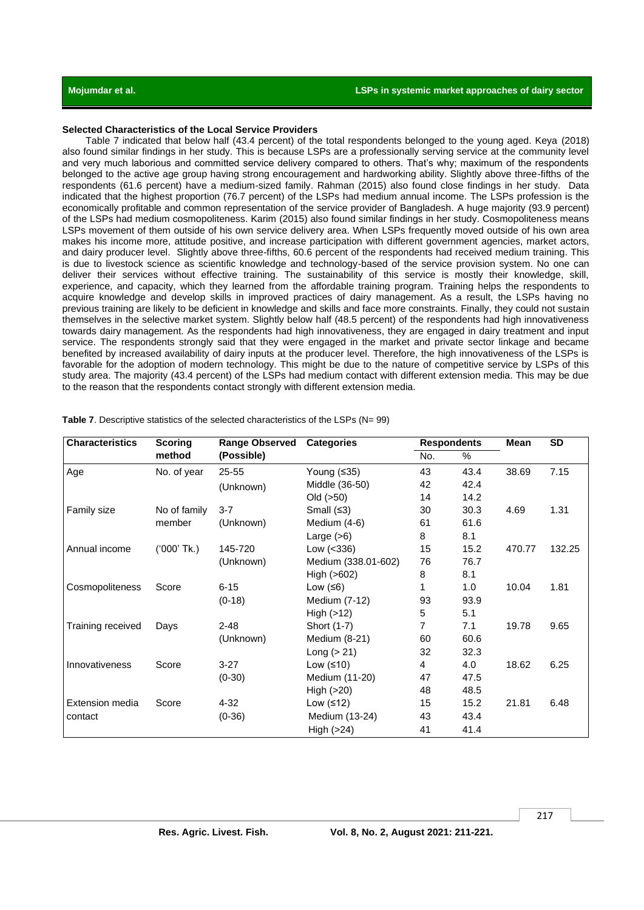### Selected Characteristics of the Local Service Providers

Table 7 indicated that below half (43.4 percent) of the total respondents belonged to the young aged. Keya (2018) also found similar findings in her study. This is because LSPs are a professionally serving service at the community level and very much laborious and committed service delivery compared to others. That's why; maximum of the respondents belonged to the active age group having strong encouragement and hardworking ability. Slightly above three-fifths of the respondents (61.6 percent) have a medium-sized family. Rahman (2015) also found close findings in her study. Data indicated that the highest proportion (76.7 percent) of the LSPs had medium annual income. The LSPs profession is the economically profitable and common representation of the service provider of Bangladesh. A huge majority (93.9 percent) of the LSPs had medium cosmopoliteness. Karim (2015) also found similar findings in her study. Cosmopoliteness means LSPs movement of them outside of his own service delivery area. When LSPs frequently moved outside of his own area makes his income more, attitude positive, and increase participation with different government agencies, market actors, and dairy producer level. Slightly above three-fifths, 60.6 percent of the respondents had received medium training. This is due to livestock science as scientific knowledge and technology-based of the service provision system. No one can deliver their services without effective training. The sustainability of this service is mostly their knowledge, skill, experience, and capacity, which they learned from the affordable training program. Training helps the respondents to acquire knowledge and develop skills in improved practices of dairy management. As a result, the LSPs having no previous training are likely to be deficient in knowledge and skills and face more constraints. Finally, they could not sustain themselves in the selective market system. Slightly below half (48.5 percent) of the respondents had high innovativeness towards dairy management. As the respondents had high innovativeness, they are engaged in dairy treatment and input service. The respondents strongly said that they were engaged in the market and private sector linkage and became benefited by increased availability of dairy inputs at the producer level. Therefore, the high innovativeness of the LSPs is favorable for the adoption of modern technology. This might be due to the nature of competitive service by LSPs of this study area. The majority (43.4 percent) of the LSPs had medium contact with different extension media. This may be due to the reason that the respondents contact strongly with different extension media.

**Table 7**. Descriptive statistics of the selected characteristics of the LSPs (N= 99)

| Characteristics | Scoring method | Range Observed (Possible) | Categories | Respondents | | Mean | SD |
|---|---|---|---|---|---|---|---|
| | | | | No. | % | | |
| Age | No. of year | 25-55 (Unknown) | Young (≤35) | 43 | 43.4 | 38.69 | 7.15 |
| | | | Middle (36-50) | 42 | 42.4 | | |
| | | | Old (>50) | 14 | 14.2 | | |
| Family size | No of family member | 3-7 (Unknown) | Small (≤3) | 30 | 30.3 | 4.69 | 1.31 |
| | | | Medium (4-6) | 61 | 61.6 | | |
| | | | Large (>6) | 8 | 8.1 | | |
| Annual income | ('000' Tk.) | 145-720 (Unknown) | Low (<336) | 15 | 15.2 | 470.77 | 132.25 |
| | | | Medium (338.01-602) | 76 | 76.7 | | |
| | | | High (>602) | 8 | 8.1 | | |
| Cosmopoliteness | Score | 6-15 (0-18) | Low (≤6) | 1 | 1.0 | 10.04 | 1.81 |
| | | | Medium (7-12) | 93 | 93.9 | | |
| | | | High (>12) | 5 | 5.1 | | |
| Training received | Days | 2-48 (Unknown) | Short (1-7) | 7 | 7.1 | 19.78 | 9.65 |
| | | | Medium (8-21) | 60 | 60.6 | | |
| | | | Long (> 21) | 32 | 32.3 | | |
| Innovativeness | Score | 3-27 (0-30) | Low (≤10) | 4 | 4.0 | 18.62 | 6.25 |
| | | | Medium (11-20) | 47 | 47.5 | | |
| | | | High (>20) | 48 | 48.5 | | |
| Extension media contact | Score | 4-32 (0-36) | Low (≤12) | 15 | 15.2 | 21.81 | 6.48 |
| | | | Medium (13-24) | 43 | 43.4 | | |
| | | | High (>24) | 41 | 41.4 | | |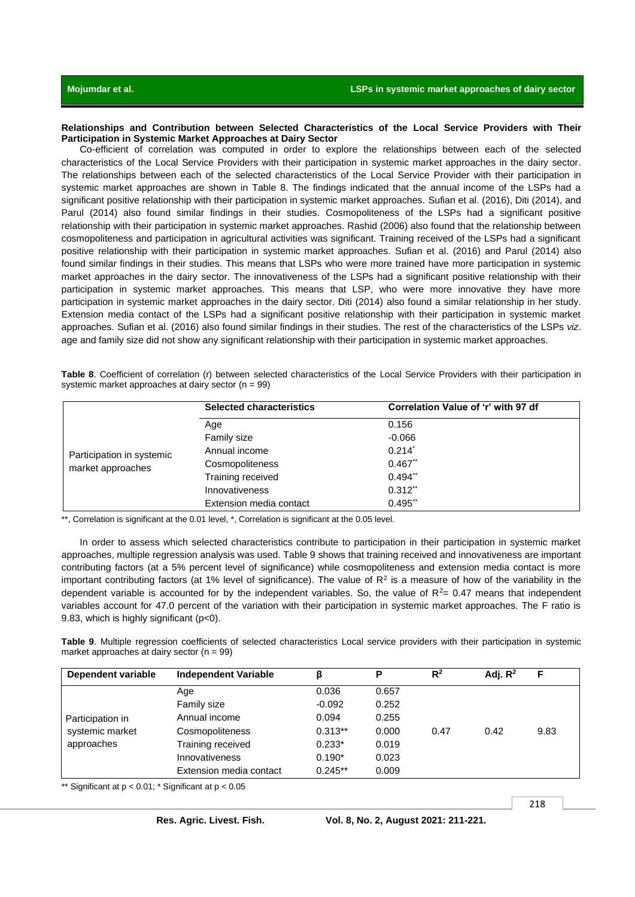**Relationships and Contribution between Selected Characteristics of the Local Service Providers with Their Participation in Systemic Market Approaches at Dairy Sector**

Co-efficient of correlation was computed in order to explore the relationships between each of the selected characteristics of the Local Service Providers with their participation in systemic market approaches in the dairy sector. The relationships between each of the selected characteristics of the Local Service Provider with their participation in systemic market approaches are shown in Table 8. The findings indicated that the annual income of the LSPs had a significant positive relationship with their participation in systemic market approaches. Sufian et al. (2016), Diti (2014), and Parul (2014) also found similar findings in their studies. Cosmopoliteness of the LSPs had a significant positive relationship with their participation in systemic market approaches. Rashid (2006) also found that the relationship between cosmopoliteness and participation in agricultural activities was significant. Training received of the LSPs had a significant positive relationship with their participation in systemic market approaches. Sufian et al. (2016) and Parul (2014) also found similar findings in their studies. This means that LSPs who were more trained have more participation in systemic market approaches in the dairy sector. The innovativeness of the LSPs had a significant positive relationship with their participation in systemic market approaches. This means that LSP, who were more innovative they have more participation in systemic market approaches in the dairy sector. Diti (2014) also found a similar relationship in her study. Extension media contact of the LSPs had a significant positive relationship with their participation in systemic market approaches. Sufian et al. (2016) also found similar findings in their studies. The rest of the characteristics of the LSPs *viz*. age and family size did not show any significant relationship with their participation in systemic market approaches.

**Table 8**. Coefficient of correlation (r) between selected characteristics of the Local Service Providers with their participation in systemic market approaches at dairy sector (n = 99)

| | Selected characteristics | Correlation Value of 'r' with 97 df |
|---|---|---|
| Participation in systemic market approaches | Age | 0.156 |
| | Family size | -0.066 |
| | Annual income | 0.214* |
| | Cosmopoliteness | 0.467** |
| | Training received | 0.494** |
| | Innovativeness | 0.312** |
| | Extension media contact | 0.495** |

**, Correlation is significant at the 0.01 level, *, Correlation is significant at the 0.05 level.

In order to assess which selected characteristics contribute to participation in their participation in systemic market approaches, multiple regression analysis was used. Table 9 shows that training received and innovativeness are important contributing factors (at a 5% percent level of significance) while cosmopoliteness and extension media contact is more important contributing factors (at 1% level of significance). The value of $R^2$ is a measure of how of the variability in the dependent variable is accounted for by the independent variables. So, the value of $R^2$= 0.47 means that independent variables account for 47.0 percent of the variation with their participation in systemic market approaches. The F ratio is 9.83, which is highly significant (p<0).

**Table 9**. Multiple regression coefficients of selected characteristics Local service providers with their participation in systemic market approaches at dairy sector (n = 99)

| Dependent variable | Independent Variable | β | P | $R^2$ | Adj. $R^2$ | F |
|---|---|---|---|---|---|---|
| Participation in systemic market approaches | Age | 0.036 | 0.657 | 0.47 | 0.42 | 9.83 |
| | Family size | -0.092 | 0.252 | | | |
| | Annual income | 0.094 | 0.255 | | | |
| | Cosmopoliteness | 0.313** | 0.000 | | | |
| | Training received | 0.233* | 0.019 | | | |
| | Innovativeness | 0.190* | 0.023 | | | |
| | Extension media contact | 0.245** | 0.009 | | | |

** Significant at p < 0.01; * Significant at p < 0.05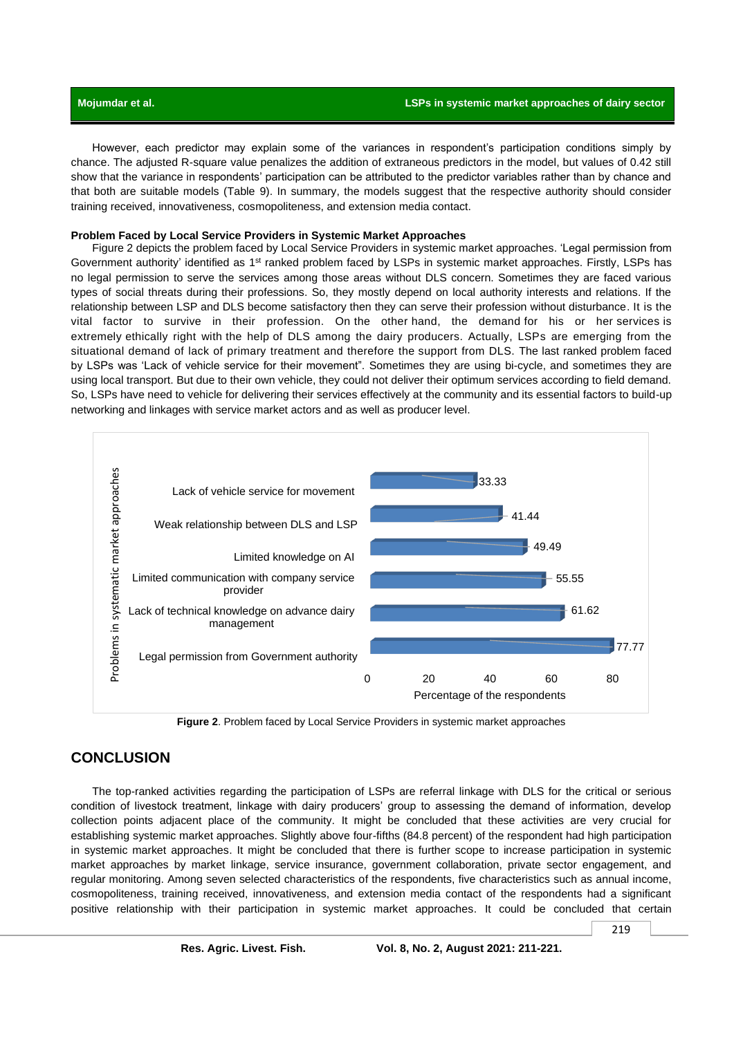However, each predictor may explain some of the variances in respondent's participation conditions simply by chance. The adjusted R-square value penalizes the addition of extraneous predictors in the model, but values of 0.42 still show that the variance in respondents' participation can be attributed to the predictor variables rather than by chance and that both are suitable models (Table 9). In summary, the models suggest that the respective authority should consider training received, innovativeness, cosmopoliteness, and extension media contact.

**Problem Faced by Local Service Providers in Systemic Market Approaches**

Figure 2 depicts the problem faced by Local Service Providers in systemic market approaches. 'Legal permission from Government authority' identified as 1st ranked problem faced by LSPs in systemic market approaches. Firstly, LSPs has no legal permission to serve the services among those areas without DLS concern. Sometimes they are faced various types of social threats during their professions. So, they mostly depend on local authority interests and relations. If the relationship between LSP and DLS become satisfactory then they can serve their profession without disturbance. It is the vital factor to survive in their profession. On the other hand, the demand for his or her services is extremely ethically right with the help of DLS among the dairy producers. Actually, LSPs are emerging from the situational demand of lack of primary treatment and therefore the support from DLS. The last ranked problem faced by LSPs was 'Lack of vehicle service for their movement". Sometimes they are using bi-cycle, and sometimes they are using local transport. But due to their own vehicle, they could not deliver their optimum services according to field demand. So, LSPs have need to vehicle for delivering their services effectively at the community and its essential factors to build-up networking and linkages with service market actors and as well as producer level.

| Problems in systematic market approaches | Percentage of the respondents |
|---|---|
| Lack of vehicle service for movement | 33.33 |
| Weak relationship between DLS and LSP | 41.44 |
| Limited knowledge on AI | 49.49 |
| Limited communication with company service provider | 55.55 |
| Lack of technical knowledge on advance dairy management | 61.62 |
| Legal permission from Government authority | 77.77 |

**Figure 2**. Problem faced by Local Service Providers in systemic market approaches

## CONCLUSION

The top-ranked activities regarding the participation of LSPs are referral linkage with DLS for the critical or serious condition of livestock treatment, linkage with dairy producers' group to assessing the demand of information, develop collection points adjacent place of the community. It might be concluded that these activities are very crucial for establishing systemic market approaches. Slightly above four-fifths (84.8 percent) of the respondent had high participation in systemic market approaches. It might be concluded that there is further scope to increase participation in systemic market approaches by market linkage, service insurance, government collaboration, private sector engagement, and regular monitoring. Among seven selected characteristics of the respondents, five characteristics such as annual income, cosmopoliteness, training received, innovativeness, and extension media contact of the respondents had a significant positive relationship with their participation in systemic market approaches. It could be concluded that certain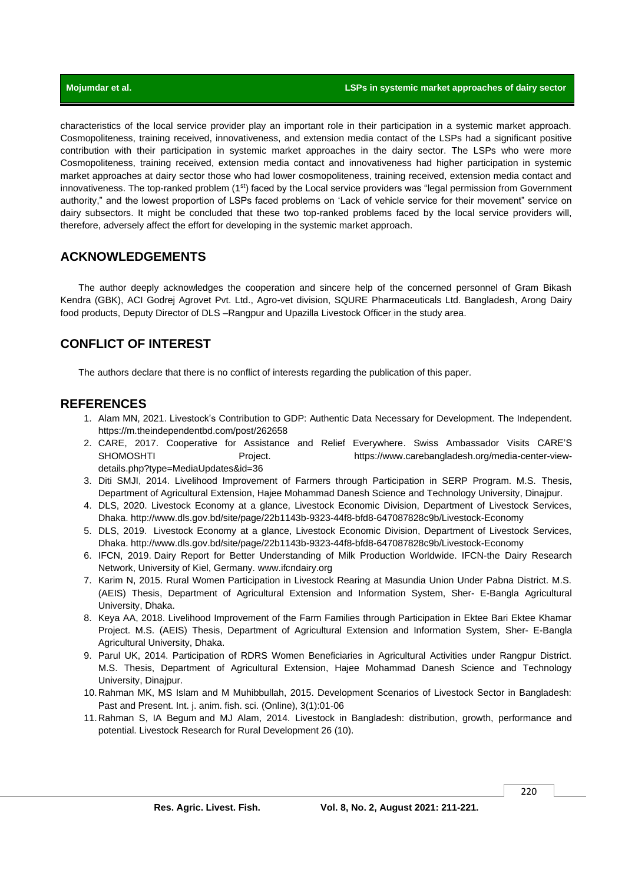characteristics of the local service provider play an important role in their participation in a systemic market approach. Cosmopoliteness, training received, innovativeness, and extension media contact of the LSPs had a significant positive contribution with their participation in systemic market approaches in the dairy sector. The LSPs who were more Cosmopoliteness, training received, extension media contact and innovativeness had higher participation in systemic market approaches at dairy sector those who had lower cosmopoliteness, training received, extension media contact and innovativeness. The top-ranked problem (1st) faced by the Local service providers was "legal permission from Government authority," and the lowest proportion of LSPs faced problems on 'Lack of vehicle service for their movement" service on dairy subsectors. It might be concluded that these two top-ranked problems faced by the local service providers will, therefore, adversely affect the effort for developing in the systemic market approach.

## ACKNOWLEDGEMENTS

The author deeply acknowledges the cooperation and sincere help of the concerned personnel of Gram Bikash Kendra (GBK), ACI Godrej Agrovet Pvt. Ltd., Agro-vet division, SQURE Pharmaceuticals Ltd. Bangladesh, Arong Dairy food products, Deputy Director of DLS –Rangpur and Upazilla Livestock Officer in the study area.

## CONFLICT OF INTEREST

The authors declare that there is no conflict of interests regarding the publication of this paper.

## REFERENCES

1. Alam MN, 2021. Livestock's Contribution to GDP: Authentic Data Necessary for Development. The Independent. https://m.theindependentbd.com/post/262658
2. CARE, 2017. Cooperative for Assistance and Relief Everywhere. Swiss Ambassador Visits CARE'S SHOMOSHTI Project. https://www.carebangladesh.org/media-center-view-details.php?type=MediaUpdates&id=36
3. Diti SMJI, 2014. Livelihood Improvement of Farmers through Participation in SERP Program. M.S. Thesis, Department of Agricultural Extension, Hajee Mohammad Danesh Science and Technology University, Dinajpur.
4. DLS, 2020. Livestock Economy at a glance, Livestock Economic Division, Department of Livestock Services, Dhaka. http://www.dls.gov.bd/site/page/22b1143b-9323-44f8-bfd8-647087828c9b/Livestock-Economy
5. DLS, 2019. Livestock Economy at a glance, Livestock Economic Division, Department of Livestock Services, Dhaka. http://www.dls.gov.bd/site/page/22b1143b-9323-44f8-bfd8-647087828c9b/Livestock-Economy
6. IFCN, 2019. Dairy Report for Better Understanding of Milk Production Worldwide. IFCN-the Dairy Research Network, University of Kiel, Germany. www.ifcndairy.org
7. Karim N, 2015. Rural Women Participation in Livestock Rearing at Masundia Union Under Pabna District. M.S. (AEIS) Thesis, Department of Agricultural Extension and Information System, Sher- E-Bangla Agricultural University, Dhaka.
8. Keya AA, 2018. Livelihood Improvement of the Farm Families through Participation in Ektee Bari Ektee Khamar Project. M.S. (AEIS) Thesis, Department of Agricultural Extension and Information System, Sher- E-Bangla Agricultural University, Dhaka.
9. Parul UK, 2014. Participation of RDRS Women Beneficiaries in Agricultural Activities under Rangpur District. M.S. Thesis, Department of Agricultural Extension, Hajee Mohammad Danesh Science and Technology University, Dinajpur.
10. Rahman MK, MS Islam and M Muhibbullah, 2015. Development Scenarios of Livestock Sector in Bangladesh: Past and Present. Int. j. anim. fish. sci. (Online), 3(1):01-06
11. Rahman S, IA Begum and MJ Alam, 2014. Livestock in Bangladesh: distribution, growth, performance and potential. Livestock Research for Rural Development 26 (10).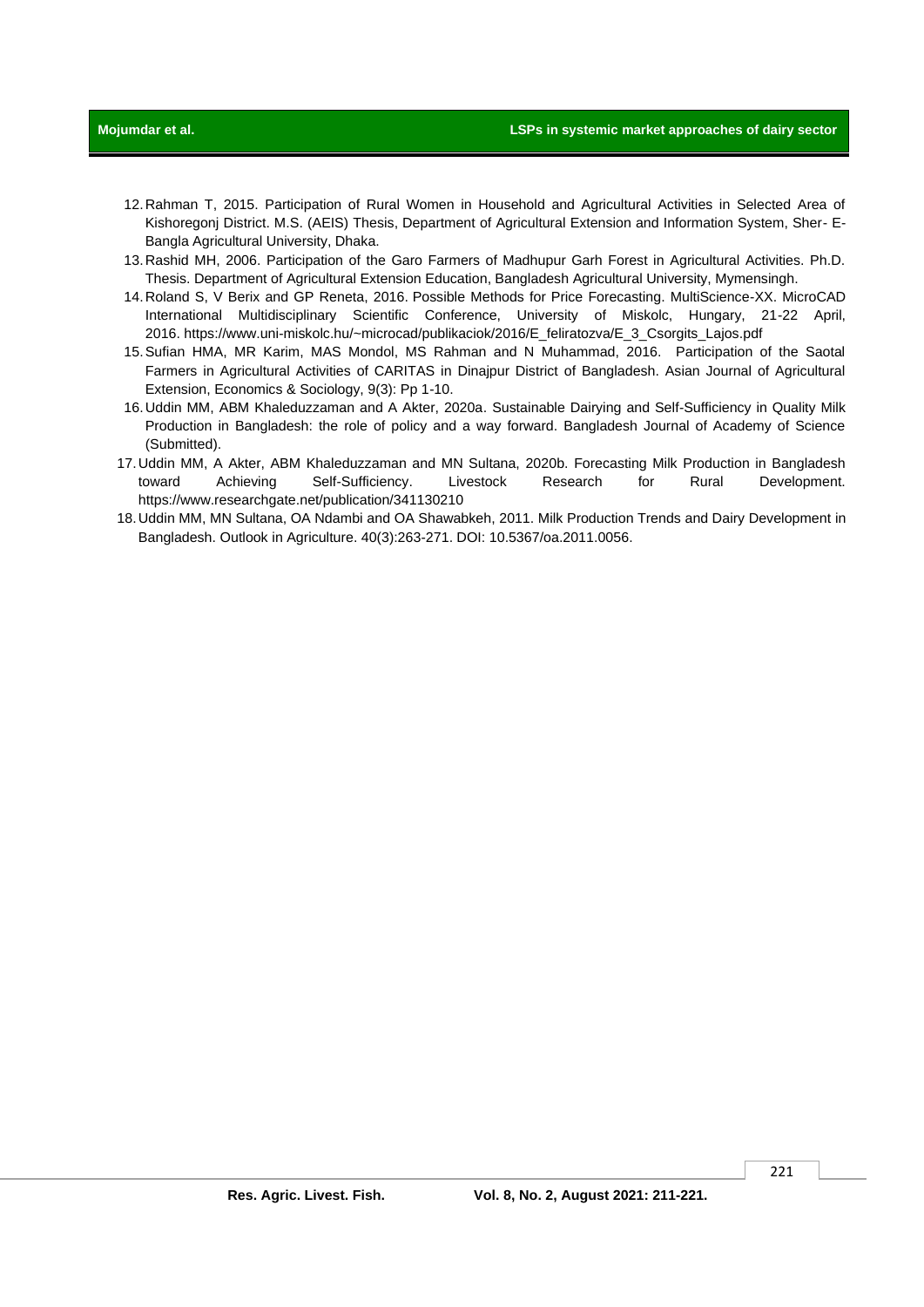12. Rahman T, 2015. Participation of Rural Women in Household and Agricultural Activities in Selected Area of Kishoregonj District. M.S. (AEIS) Thesis, Department of Agricultural Extension and Information System, Sher- E-Bangla Agricultural University, Dhaka.
13. Rashid MH, 2006. Participation of the Garo Farmers of Madhupur Garh Forest in Agricultural Activities. Ph.D. Thesis. Department of Agricultural Extension Education, Bangladesh Agricultural University, Mymensingh.
14. Roland S, V Berix and GP Reneta, 2016. Possible Methods for Price Forecasting. MultiScience-XX. MicroCAD International Multidisciplinary Scientific Conference, University of Miskolc, Hungary, 21-22 April, 2016. https://www.uni-miskolc.hu/~microcad/publikaciok/2016/E_feliratozva/E_3_Csorgits_Lajos.pdf
15. Sufian HMA, MR Karim, MAS Mondol, MS Rahman and N Muhammad, 2016. Participation of the Saotal Farmers in Agricultural Activities of CARITAS in Dinajpur District of Bangladesh. Asian Journal of Agricultural Extension, Economics & Sociology, 9(3): Pp 1-10.
16. Uddin MM, ABM Khaleduzzaman and A Akter, 2020a. Sustainable Dairying and Self-Sufficiency in Quality Milk Production in Bangladesh: the role of policy and a way forward. Bangladesh Journal of Academy of Science (Submitted).
17. Uddin MM, A Akter, ABM Khaleduzzaman and MN Sultana, 2020b. Forecasting Milk Production in Bangladesh toward Achieving Self-Sufficiency. Livestock Research for Rural Development. https://www.researchgate.net/publication/341130210
18. Uddin MM, MN Sultana, OA Ndambi and OA Shawabkeh, 2011. Milk Production Trends and Dairy Development in Bangladesh. Outlook in Agriculture. 40(3):263-271. DOI: 10.5367/oa.2011.0056.